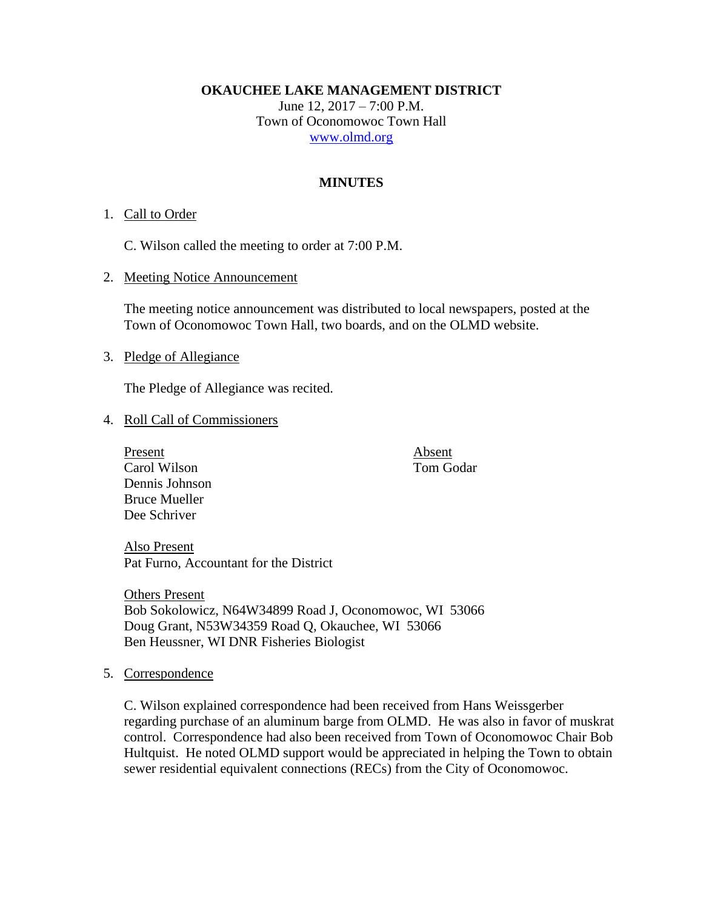**OKAUCHEE LAKE MANAGEMENT DISTRICT**

June 12, 2017 – 7:00 P.M.
Town of Oconomowoc Town Hall
www.olmd.org

## MINUTES

1. Call to Order

   C. Wilson called the meeting to order at 7:00 P.M.

2. Meeting Notice Announcement

   The meeting notice announcement was distributed to local newspapers, posted at the Town of Oconomowoc Town Hall, two boards, and on the OLMD website.

3. Pledge of Allegiance

   The Pledge of Allegiance was recited.

4. Roll Call of Commissioners

   | Present | Absent |
   | --- | --- |
   | Carol Wilson | Tom Godar |
   | Dennis Johnson | |
   | Bruce Mueller | |
   | Dee Schriver | |

   Also Present
   Pat Furno, Accountant for the District

   Others Present
   Bob Sokolowicz, N64W34899 Road J, Oconomowoc, WI 53066
   Doug Grant, N53W34359 Road Q, Okauchee, WI 53066
   Ben Heussner, WI DNR Fisheries Biologist

5. Correspondence

   C. Wilson explained correspondence had been received from Hans Weissgerber regarding purchase of an aluminum barge from OLMD. He was also in favor of muskrat control. Correspondence had also been received from Town of Oconomowoc Chair Bob Hultquist. He noted OLMD support would be appreciated in helping the Town to obtain sewer residential equivalent connections (RECs) from the City of Oconomowoc.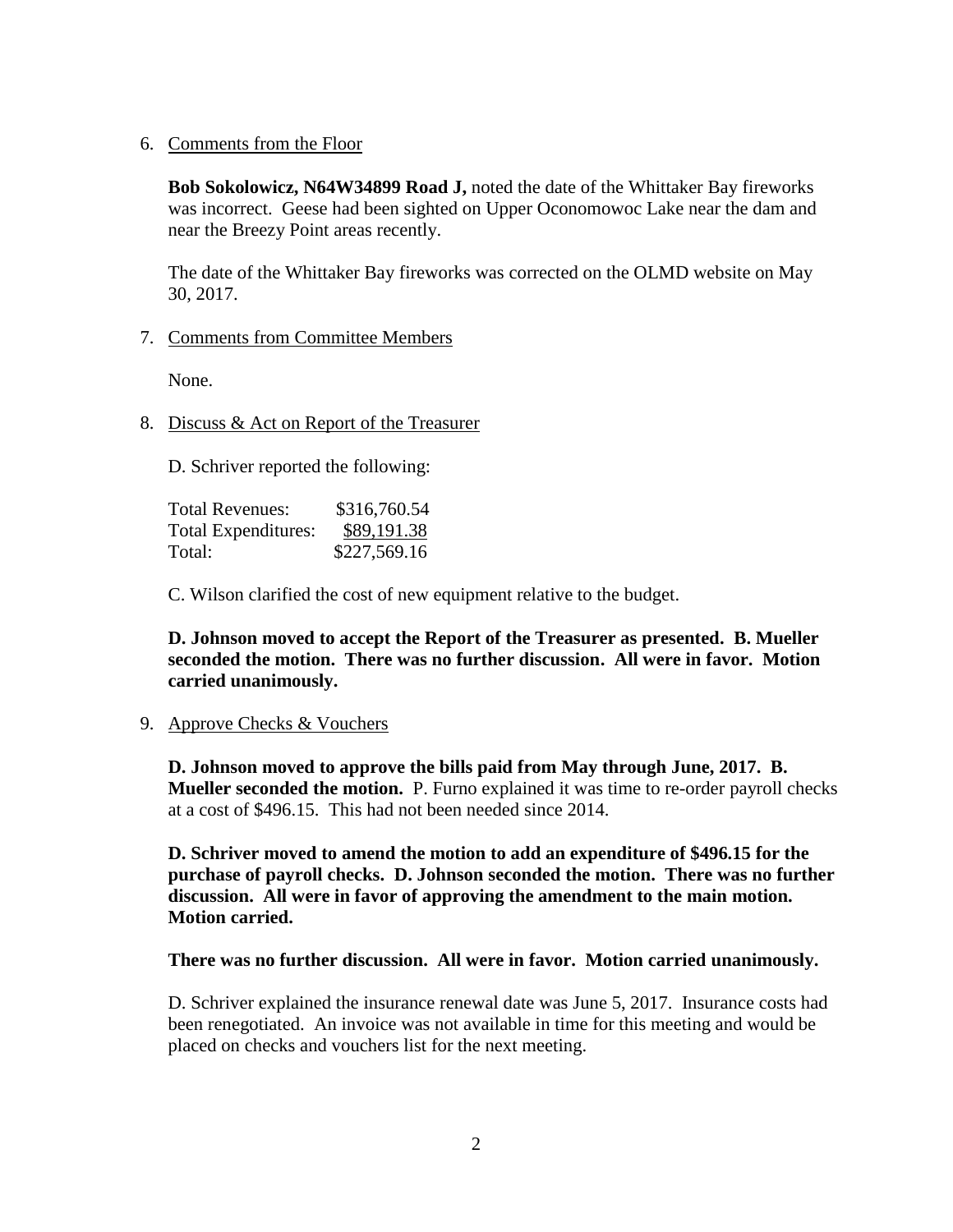6. Comments from the Floor

   **Bob Sokolowicz, N64W34899 Road J,** noted the date of the Whittaker Bay fireworks was incorrect. Geese had been sighted on Upper Oconomowoc Lake near the dam and near the Breezy Point areas recently.

   The date of the Whittaker Bay fireworks was corrected on the OLMD website on May 30, 2017.

7. Comments from Committee Members

   None.

8. Discuss & Act on Report of the Treasurer

   D. Schriver reported the following:

   | | |
   |---|---|
   | Total Revenues: | $316,760.54 |
   | Total Expenditures: | $89,191.38 |
   | Total: | $227,569.16 |

   C. Wilson clarified the cost of new equipment relative to the budget.

   **D. Johnson moved to accept the Report of the Treasurer as presented. B. Mueller seconded the motion. There was no further discussion. All were in favor. Motion carried unanimously.**

9. Approve Checks & Vouchers

   **D. Johnson moved to approve the bills paid from May through June, 2017. B. Mueller seconded the motion.** P. Furno explained it was time to re-order payroll checks at a cost of $496.15. This had not been needed since 2014.

   **D. Schriver moved to amend the motion to add an expenditure of $496.15 for the purchase of payroll checks. D. Johnson seconded the motion. There was no further discussion. All were in favor of approving the amendment to the main motion. Motion carried.**

   **There was no further discussion. All were in favor. Motion carried unanimously.**

   D. Schriver explained the insurance renewal date was June 5, 2017. Insurance costs had been renegotiated. An invoice was not available in time for this meeting and would be placed on checks and vouchers list for the next meeting.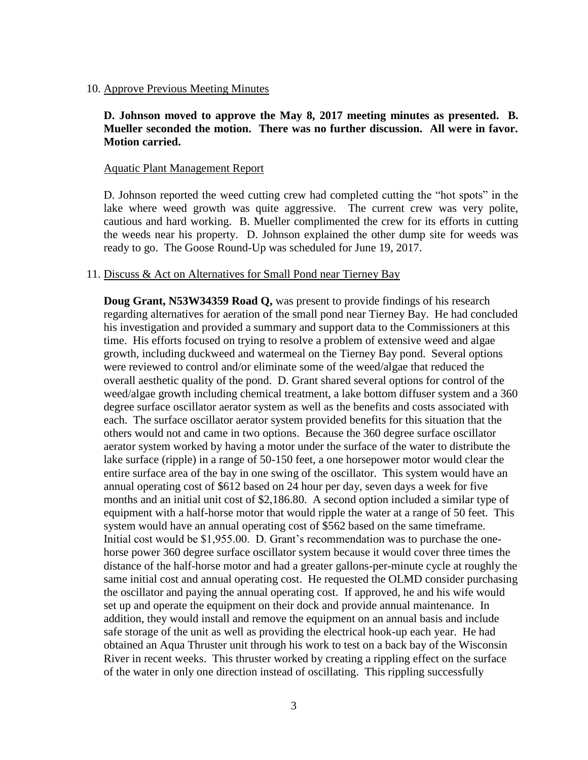10. Approve Previous Meeting Minutes

**D. Johnson moved to approve the May 8, 2017 meeting minutes as presented. B. Mueller seconded the motion. There was no further discussion. All were in favor. Motion carried.**

Aquatic Plant Management Report

D. Johnson reported the weed cutting crew had completed cutting the "hot spots" in the lake where weed growth was quite aggressive. The current crew was very polite, cautious and hard working. B. Mueller complimented the crew for its efforts in cutting the weeds near his property. D. Johnson explained the other dump site for weeds was ready to go. The Goose Round-Up was scheduled for June 19, 2017.

11. Discuss & Act on Alternatives for Small Pond near Tierney Bay

**Doug Grant, N53W34359 Road Q,** was present to provide findings of his research regarding alternatives for aeration of the small pond near Tierney Bay. He had concluded his investigation and provided a summary and support data to the Commissioners at this time. His efforts focused on trying to resolve a problem of extensive weed and algae growth, including duckweed and watermeal on the Tierney Bay pond. Several options were reviewed to control and/or eliminate some of the weed/algae that reduced the overall aesthetic quality of the pond. D. Grant shared several options for control of the weed/algae growth including chemical treatment, a lake bottom diffuser system and a 360 degree surface oscillator aerator system as well as the benefits and costs associated with each. The surface oscillator aerator system provided benefits for this situation that the others would not and came in two options. Because the 360 degree surface oscillator aerator system worked by having a motor under the surface of the water to distribute the lake surface (ripple) in a range of 50-150 feet, a one horsepower motor would clear the entire surface area of the bay in one swing of the oscillator. This system would have an annual operating cost of $612 based on 24 hour per day, seven days a week for five months and an initial unit cost of $2,186.80. A second option included a similar type of equipment with a half-horse motor that would ripple the water at a range of 50 feet. This system would have an annual operating cost of $562 based on the same timeframe. Initial cost would be $1,955.00. D. Grant's recommendation was to purchase the one-horse power 360 degree surface oscillator system because it would cover three times the distance of the half-horse motor and had a greater gallons-per-minute cycle at roughly the same initial cost and annual operating cost. He requested the OLMD consider purchasing the oscillator and paying the annual operating cost. If approved, he and his wife would set up and operate the equipment on their dock and provide annual maintenance. In addition, they would install and remove the equipment on an annual basis and include safe storage of the unit as well as providing the electrical hook-up each year. He had obtained an Aqua Thruster unit through his work to test on a back bay of the Wisconsin River in recent weeks. This thruster worked by creating a rippling effect on the surface of the water in only one direction instead of oscillating. This rippling successfully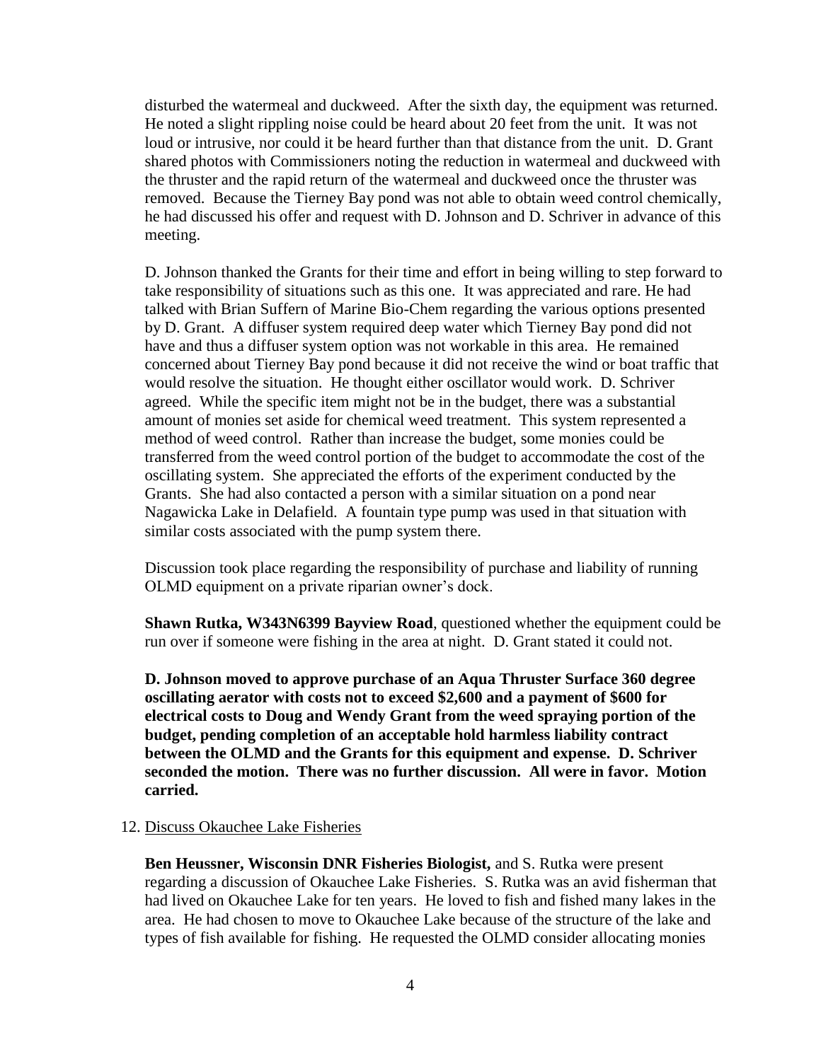disturbed the watermeal and duckweed. After the sixth day, the equipment was returned. He noted a slight rippling noise could be heard about 20 feet from the unit. It was not loud or intrusive, nor could it be heard further than that distance from the unit. D. Grant shared photos with Commissioners noting the reduction in watermeal and duckweed with the thruster and the rapid return of the watermeal and duckweed once the thruster was removed. Because the Tierney Bay pond was not able to obtain weed control chemically, he had discussed his offer and request with D. Johnson and D. Schriver in advance of this meeting.

D. Johnson thanked the Grants for their time and effort in being willing to step forward to take responsibility of situations such as this one. It was appreciated and rare. He had talked with Brian Suffern of Marine Bio-Chem regarding the various options presented by D. Grant. A diffuser system required deep water which Tierney Bay pond did not have and thus a diffuser system option was not workable in this area. He remained concerned about Tierney Bay pond because it did not receive the wind or boat traffic that would resolve the situation. He thought either oscillator would work. D. Schriver agreed. While the specific item might not be in the budget, there was a substantial amount of monies set aside for chemical weed treatment. This system represented a method of weed control. Rather than increase the budget, some monies could be transferred from the weed control portion of the budget to accommodate the cost of the oscillating system. She appreciated the efforts of the experiment conducted by the Grants. She had also contacted a person with a similar situation on a pond near Nagawicka Lake in Delafield. A fountain type pump was used in that situation with similar costs associated with the pump system there.

Discussion took place regarding the responsibility of purchase and liability of running OLMD equipment on a private riparian owner's dock.

**Shawn Rutka, W343N6399 Bayview Road**, questioned whether the equipment could be run over if someone were fishing in the area at night. D. Grant stated it could not.

**D. Johnson moved to approve purchase of an Aqua Thruster Surface 360 degree oscillating aerator with costs not to exceed $2,600 and a payment of $600 for electrical costs to Doug and Wendy Grant from the weed spraying portion of the budget, pending completion of an acceptable hold harmless liability contract between the OLMD and the Grants for this equipment and expense. D. Schriver seconded the motion. There was no further discussion. All were in favor. Motion carried.**

12. Discuss Okauchee Lake Fisheries

**Ben Heussner, Wisconsin DNR Fisheries Biologist,** and S. Rutka were present regarding a discussion of Okauchee Lake Fisheries. S. Rutka was an avid fisherman that had lived on Okauchee Lake for ten years. He loved to fish and fished many lakes in the area. He had chosen to move to Okauchee Lake because of the structure of the lake and types of fish available for fishing. He requested the OLMD consider allocating monies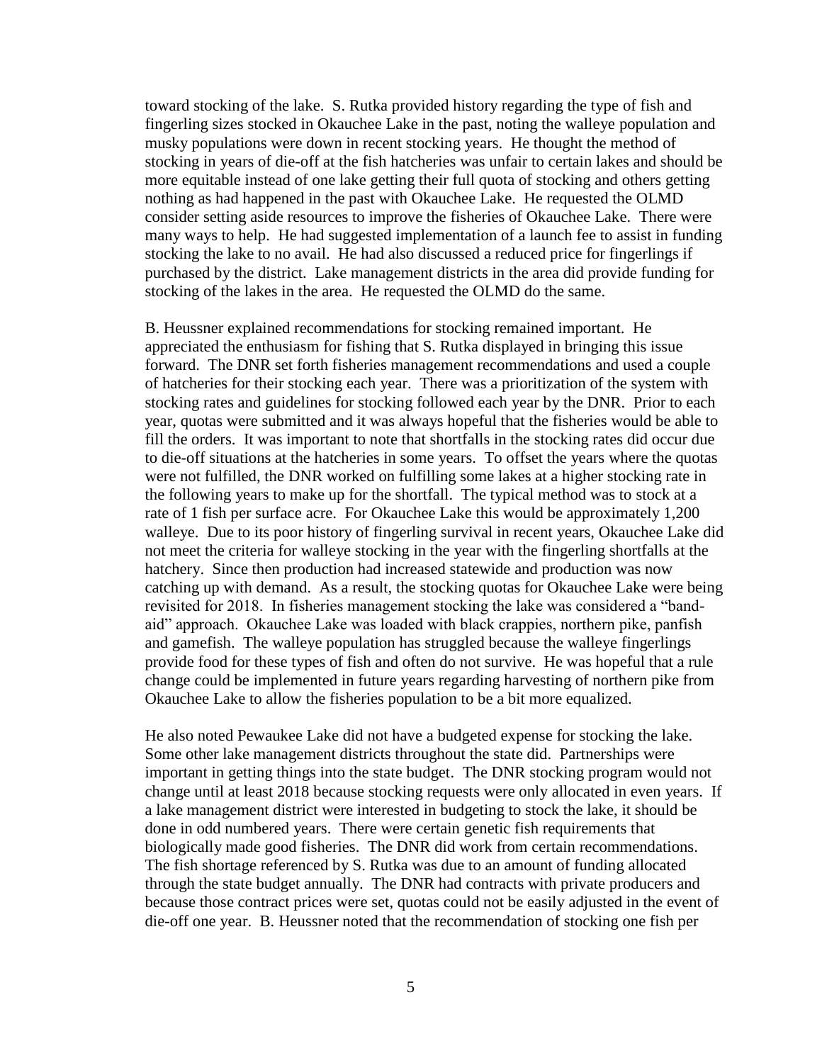toward stocking of the lake. S. Rutka provided history regarding the type of fish and fingerling sizes stocked in Okauchee Lake in the past, noting the walleye population and musky populations were down in recent stocking years. He thought the method of stocking in years of die-off at the fish hatcheries was unfair to certain lakes and should be more equitable instead of one lake getting their full quota of stocking and others getting nothing as had happened in the past with Okauchee Lake. He requested the OLMD consider setting aside resources to improve the fisheries of Okauchee Lake. There were many ways to help. He had suggested implementation of a launch fee to assist in funding stocking the lake to no avail. He had also discussed a reduced price for fingerlings if purchased by the district. Lake management districts in the area did provide funding for stocking of the lakes in the area. He requested the OLMD do the same.

B. Heussner explained recommendations for stocking remained important. He appreciated the enthusiasm for fishing that S. Rutka displayed in bringing this issue forward. The DNR set forth fisheries management recommendations and used a couple of hatcheries for their stocking each year. There was a prioritization of the system with stocking rates and guidelines for stocking followed each year by the DNR. Prior to each year, quotas were submitted and it was always hopeful that the fisheries would be able to fill the orders. It was important to note that shortfalls in the stocking rates did occur due to die-off situations at the hatcheries in some years. To offset the years where the quotas were not fulfilled, the DNR worked on fulfilling some lakes at a higher stocking rate in the following years to make up for the shortfall. The typical method was to stock at a rate of 1 fish per surface acre. For Okauchee Lake this would be approximately 1,200 walleye. Due to its poor history of fingerling survival in recent years, Okauchee Lake did not meet the criteria for walleye stocking in the year with the fingerling shortfalls at the hatchery. Since then production had increased statewide and production was now catching up with demand. As a result, the stocking quotas for Okauchee Lake were being revisited for 2018. In fisheries management stocking the lake was considered a "band-aid" approach. Okauchee Lake was loaded with black crappies, northern pike, panfish and gamefish. The walleye population has struggled because the walleye fingerlings provide food for these types of fish and often do not survive. He was hopeful that a rule change could be implemented in future years regarding harvesting of northern pike from Okauchee Lake to allow the fisheries population to be a bit more equalized.

He also noted Pewaukee Lake did not have a budgeted expense for stocking the lake. Some other lake management districts throughout the state did. Partnerships were important in getting things into the state budget. The DNR stocking program would not change until at least 2018 because stocking requests were only allocated in even years. If a lake management district were interested in budgeting to stock the lake, it should be done in odd numbered years. There were certain genetic fish requirements that biologically made good fisheries. The DNR did work from certain recommendations. The fish shortage referenced by S. Rutka was due to an amount of funding allocated through the state budget annually. The DNR had contracts with private producers and because those contract prices were set, quotas could not be easily adjusted in the event of die-off one year. B. Heussner noted that the recommendation of stocking one fish per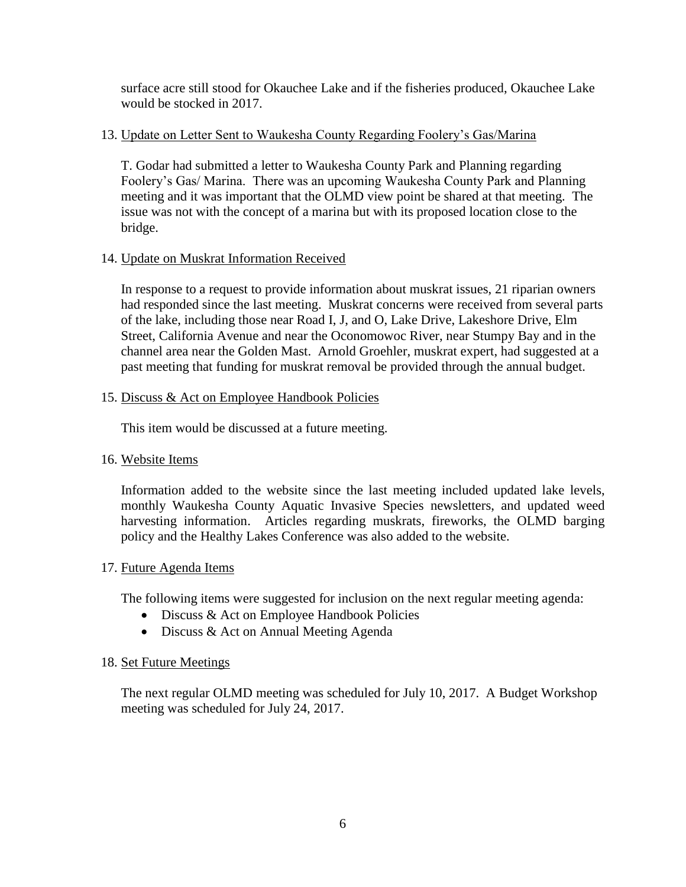surface acre still stood for Okauchee Lake and if the fisheries produced, Okauchee Lake would be stocked in 2017.

13. Update on Letter Sent to Waukesha County Regarding Foolery's Gas/Marina

    T. Godar had submitted a letter to Waukesha County Park and Planning regarding Foolery's Gas/ Marina. There was an upcoming Waukesha County Park and Planning meeting and it was important that the OLMD view point be shared at that meeting. The issue was not with the concept of a marina but with its proposed location close to the bridge.

14. Update on Muskrat Information Received

    In response to a request to provide information about muskrat issues, 21 riparian owners had responded since the last meeting. Muskrat concerns were received from several parts of the lake, including those near Road I, J, and O, Lake Drive, Lakeshore Drive, Elm Street, California Avenue and near the Oconomowoc River, near Stumpy Bay and in the channel area near the Golden Mast. Arnold Groehler, muskrat expert, had suggested at a past meeting that funding for muskrat removal be provided through the annual budget.

15. Discuss & Act on Employee Handbook Policies

    This item would be discussed at a future meeting.

16. Website Items

    Information added to the website since the last meeting included updated lake levels, monthly Waukesha County Aquatic Invasive Species newsletters, and updated weed harvesting information. Articles regarding muskrats, fireworks, the OLMD barging policy and the Healthy Lakes Conference was also added to the website.

17. Future Agenda Items

    The following items were suggested for inclusion on the next regular meeting agenda:
    - Discuss & Act on Employee Handbook Policies
    - Discuss & Act on Annual Meeting Agenda

18. Set Future Meetings

    The next regular OLMD meeting was scheduled for July 10, 2017. A Budget Workshop meeting was scheduled for July 24, 2017.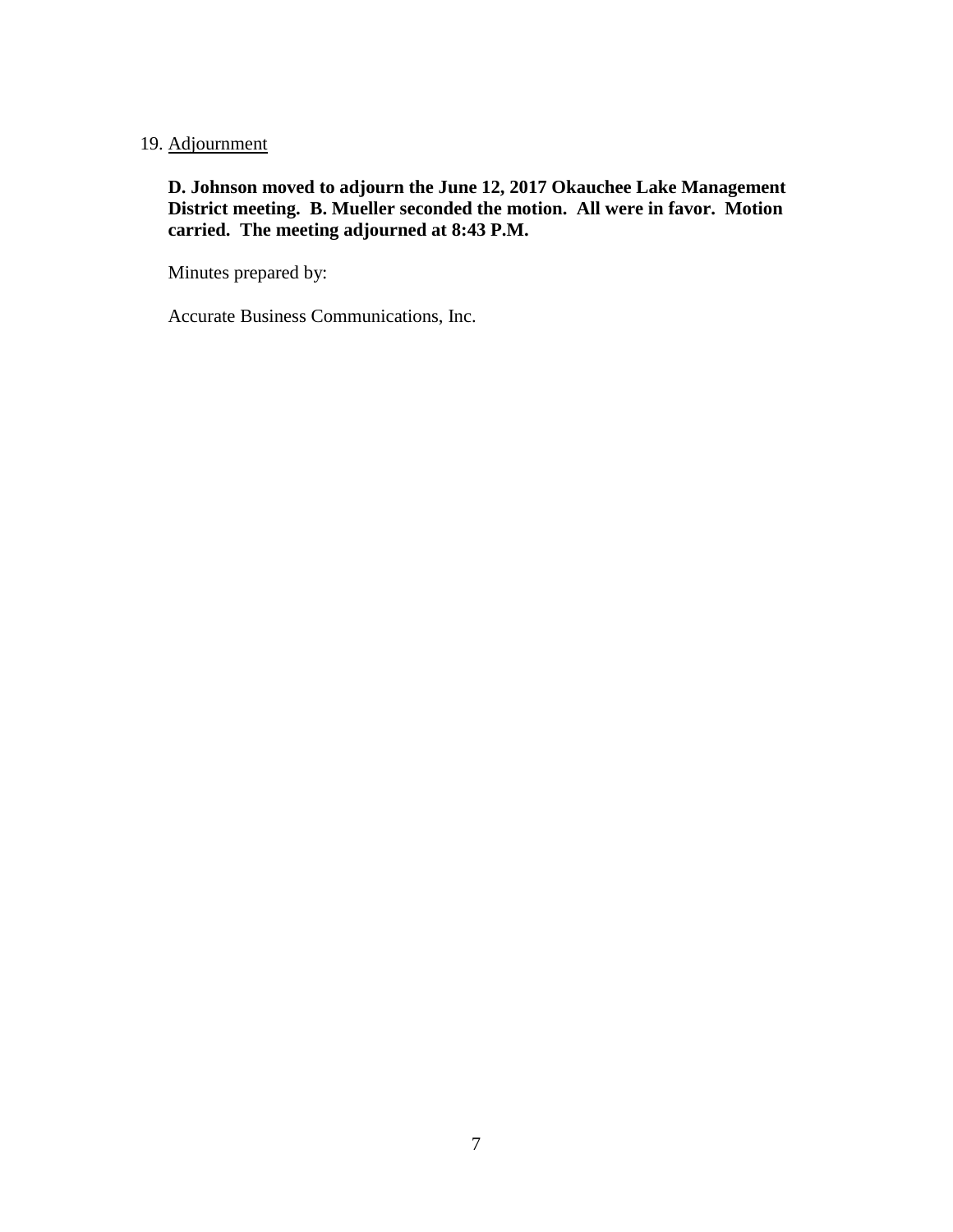19. Adjournment

**D. Johnson moved to adjourn the June 12, 2017 Okauchee Lake Management District meeting. B. Mueller seconded the motion. All were in favor. Motion carried. The meeting adjourned at 8:43 P.M.**

Minutes prepared by:

Accurate Business Communications, Inc.